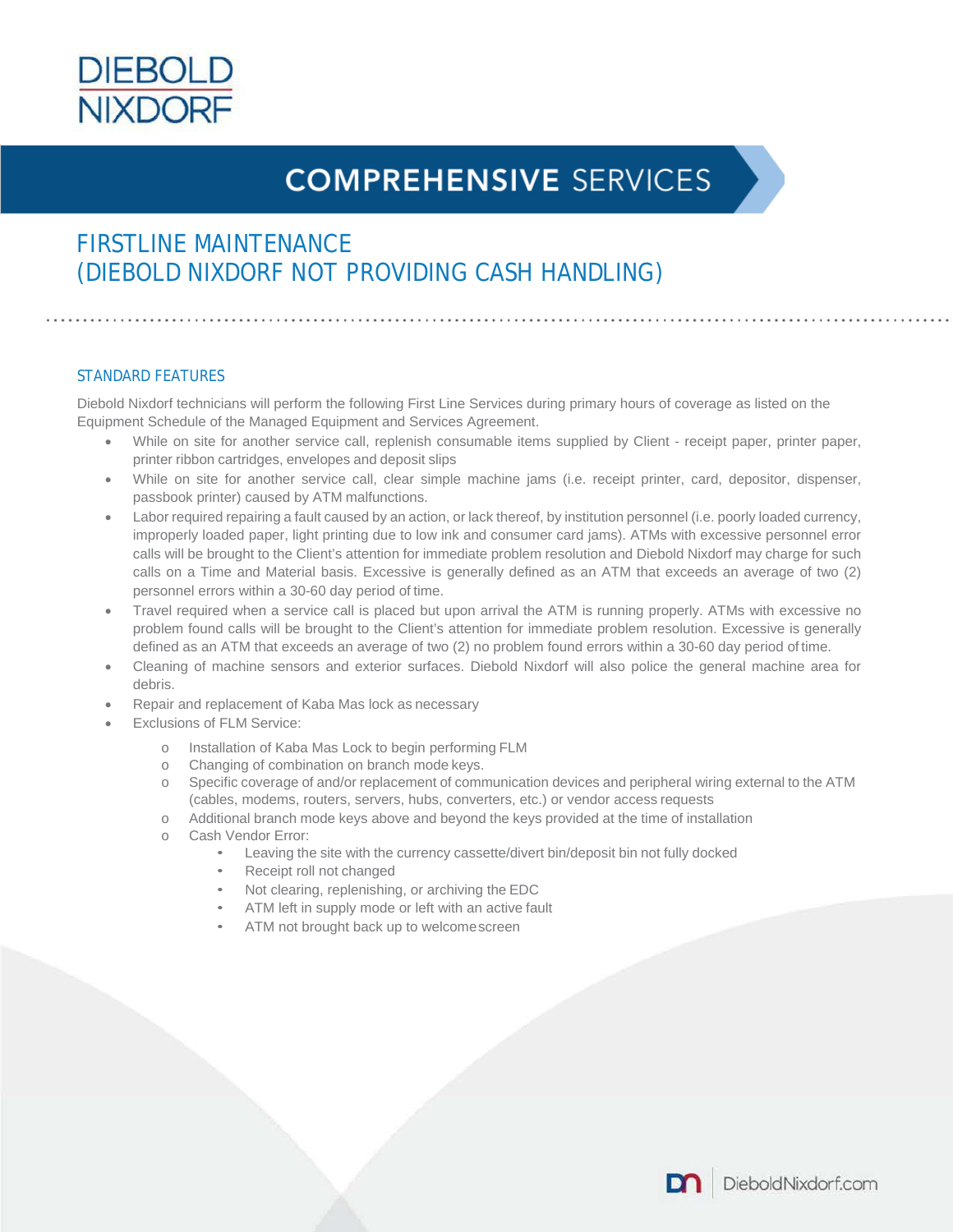# DIEBOLD NIXDORF

## COMPREHENSIVE SERVICES

## FIRSTLINE MAINTENANCE (DIEBOLD NIXDORF NOT PROVIDING CASH HANDLING)

### STANDARD FEATURES

Diebold Nixdorf technicians will perform the following First Line Services during primary hours of coverage as listed on the Equipment Schedule of the Managed Equipment and Services Agreement.

- While on site for another service call, replenish consumable items supplied by Client - receipt paper, printer paper, printer ribbon cartridges, envelopes and deposit slips
- While on site for another service call, clear simple machine jams (i.e. receipt printer, card, depositor, dispenser, passbook printer) caused by ATM malfunctions.
- Labor required repairing a fault caused by an action, or lack thereof, by institution personnel (i.e. poorly loaded currency, improperly loaded paper, light printing due to low ink and consumer card jams). ATMs with excessive personnel error calls will be brought to the Client's attention for immediate problem resolution and Diebold Nixdorf may charge for such calls on a Time and Material basis. Excessive is generally defined as an ATM that exceeds an average of two (2) personnel errors within a 30-60 day period of time.
- Travel required when a service call is placed but upon arrival the ATM is running properly. ATMs with excessive no problem found calls will be brought to the Client's attention for immediate problem resolution. Excessive is generally defined as an ATM that exceeds an average of two (2) no problem found errors within a 30-60 day period of time.
- Cleaning of machine sensors and exterior surfaces. Diebold Nixdorf will also police the general machine area for debris.
- Repair and replacement of Kaba Mas lock as necessary
- Exclusions of FLM Service:
  - Installation of Kaba Mas Lock to begin performing FLM
  - Changing of combination on branch mode keys.
  - Specific coverage of and/or replacement of communication devices and peripheral wiring external to the ATM (cables, modems, routers, servers, hubs, converters, etc.) or vendor access requests
  - Additional branch mode keys above and beyond the keys provided at the time of installation
  - Cash Vendor Error:
    - Leaving the site with the currency cassette/divert bin/deposit bin not fully docked
    - Receipt roll not changed
    - Not clearing, replenishing, or archiving the EDC
    - ATM left in supply mode or left with an active fault
    - ATM not brought back up to welcome screen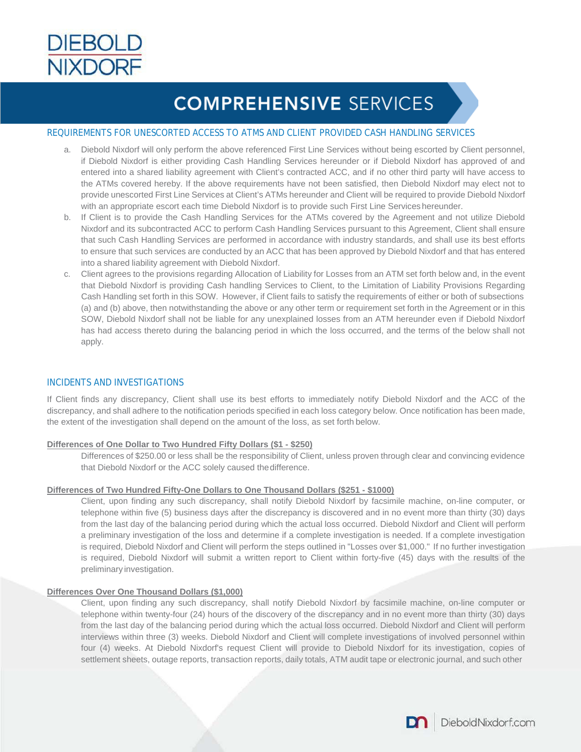## REQUIREMENTS FOR UNESCORTED ACCESS TO ATMS AND CLIENT PROVIDED CASH HANDLING SERVICES

a. Diebold Nixdorf will only perform the above referenced First Line Services without being escorted by Client personnel, if Diebold Nixdorf is either providing Cash Handling Services hereunder or if Diebold Nixdorf has approved of and entered into a shared liability agreement with Client's contracted ACC, and if no other third party will have access to the ATMs covered hereby. If the above requirements have not been satisfied, then Diebold Nixdorf may elect not to provide unescorted First Line Services at Client's ATMs hereunder and Client will be required to provide Diebold Nixdorf with an appropriate escort each time Diebold Nixdorf is to provide such First Line Services hereunder.

b. If Client is to provide the Cash Handling Services for the ATMs covered by the Agreement and not utilize Diebold Nixdorf and its subcontracted ACC to perform Cash Handling Services pursuant to this Agreement, Client shall ensure that such Cash Handling Services are performed in accordance with industry standards, and shall use its best efforts to ensure that such services are conducted by an ACC that has been approved by Diebold Nixdorf and that has entered into a shared liability agreement with Diebold Nixdorf.

c. Client agrees to the provisions regarding Allocation of Liability for Losses from an ATM set forth below and, in the event that Diebold Nixdorf is providing Cash handling Services to Client, to the Limitation of Liability Provisions Regarding Cash Handling set forth in this SOW. However, if Client fails to satisfy the requirements of either or both of subsections (a) and (b) above, then notwithstanding the above or any other term or requirement set forth in the Agreement or in this SOW, Diebold Nixdorf shall not be liable for any unexplained losses from an ATM hereunder even if Diebold Nixdorf has had access thereto during the balancing period in which the loss occurred, and the terms of the below shall not apply.

## INCIDENTS AND INVESTIGATIONS

If Client finds any discrepancy, Client shall use its best efforts to immediately notify Diebold Nixdorf and the ACC of the discrepancy, and shall adhere to the notification periods specified in each loss category below. Once notification has been made, the extent of the investigation shall depend on the amount of the loss, as set forth below.

**Differences of One Dollar to Two Hundred Fifty Dollars ($1 - $250)**

Differences of $250.00 or less shall be the responsibility of Client, unless proven through clear and convincing evidence that Diebold Nixdorf or the ACC solely caused the difference.

**Differences of Two Hundred Fifty-One Dollars to One Thousand Dollars ($251 - $1000)**

Client, upon finding any such discrepancy, shall notify Diebold Nixdorf by facsimile machine, on-line computer, or telephone within five (5) business days after the discrepancy is discovered and in no event more than thirty (30) days from the last day of the balancing period during which the actual loss occurred. Diebold Nixdorf and Client will perform a preliminary investigation of the loss and determine if a complete investigation is needed. If a complete investigation is required, Diebold Nixdorf and Client will perform the steps outlined in "Losses over $1,000." If no further investigation is required, Diebold Nixdorf will submit a written report to Client within forty-five (45) days with the results of the preliminary investigation.

**Differences Over One Thousand Dollars ($1,000)**

Client, upon finding any such discrepancy, shall notify Diebold Nixdorf by facsimile machine, on-line computer or telephone within twenty-four (24) hours of the discovery of the discrepancy and in no event more than thirty (30) days from the last day of the balancing period during which the actual loss occurred. Diebold Nixdorf and Client will perform interviews within three (3) weeks. Diebold Nixdorf and Client will complete investigations of involved personnel within four (4) weeks. At Diebold Nixdorf's request Client will provide to Diebold Nixdorf for its investigation, copies of settlement sheets, outage reports, transaction reports, daily totals, ATM audit tape or electronic journal, and such other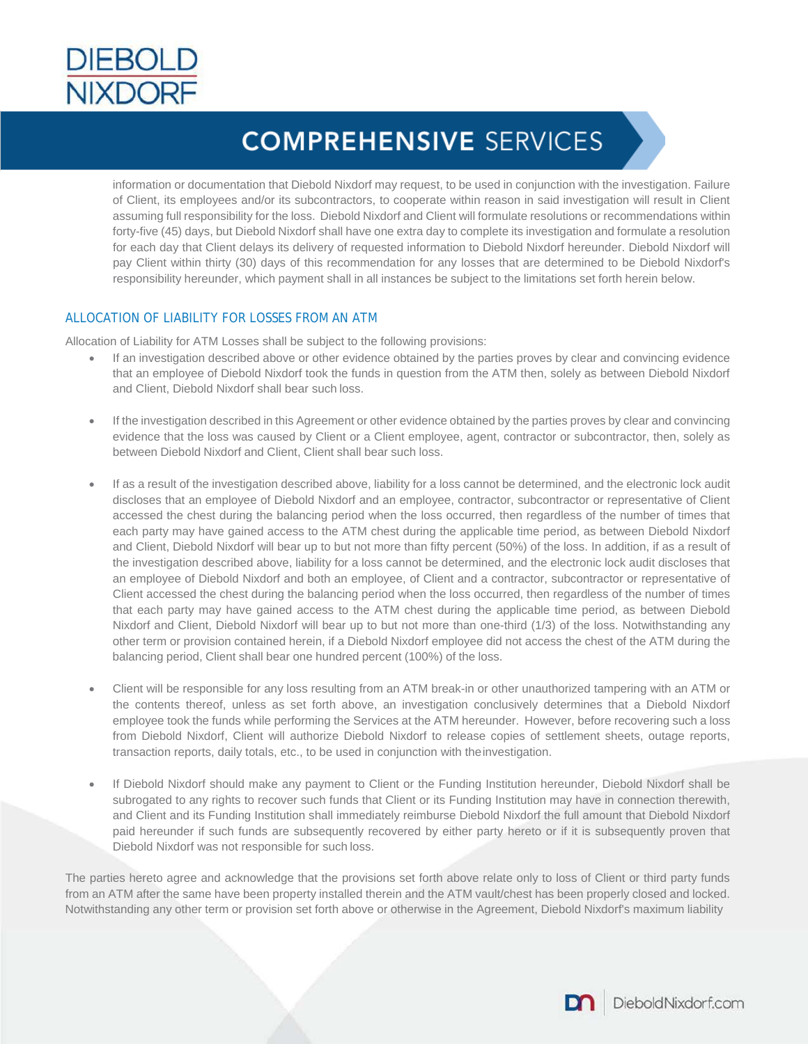information or documentation that Diebold Nixdorf may request, to be used in conjunction with the investigation. Failure of Client, its employees and/or its subcontractors, to cooperate within reason in said investigation will result in Client assuming full responsibility for the loss. Diebold Nixdorf and Client will formulate resolutions or recommendations within forty-five (45) days, but Diebold Nixdorf shall have one extra day to complete its investigation and formulate a resolution for each day that Client delays its delivery of requested information to Diebold Nixdorf hereunder. Diebold Nixdorf will pay Client within thirty (30) days of this recommendation for any losses that are determined to be Diebold Nixdorf's responsibility hereunder, which payment shall in all instances be subject to the limitations set forth herein below.

## ALLOCATION OF LIABILITY FOR LOSSES FROM AN ATM

Allocation of Liability for ATM Losses shall be subject to the following provisions:

- If an investigation described above or other evidence obtained by the parties proves by clear and convincing evidence that an employee of Diebold Nixdorf took the funds in question from the ATM then, solely as between Diebold Nixdorf and Client, Diebold Nixdorf shall bear such loss.

- If the investigation described in this Agreement or other evidence obtained by the parties proves by clear and convincing evidence that the loss was caused by Client or a Client employee, agent, contractor or subcontractor, then, solely as between Diebold Nixdorf and Client, Client shall bear such loss.

- If as a result of the investigation described above, liability for a loss cannot be determined, and the electronic lock audit discloses that an employee of Diebold Nixdorf and an employee, contractor, subcontractor or representative of Client accessed the chest during the balancing period when the loss occurred, then regardless of the number of times that each party may have gained access to the ATM chest during the applicable time period, as between Diebold Nixdorf and Client, Diebold Nixdorf will bear up to but not more than fifty percent (50%) of the loss. In addition, if as a result of the investigation described above, liability for a loss cannot be determined, and the electronic lock audit discloses that an employee of Diebold Nixdorf and both an employee, of Client and a contractor, subcontractor or representative of Client accessed the chest during the balancing period when the loss occurred, then regardless of the number of times that each party may have gained access to the ATM chest during the applicable time period, as between Diebold Nixdorf and Client, Diebold Nixdorf will bear up to but not more than one-third (1/3) of the loss. Notwithstanding any other term or provision contained herein, if a Diebold Nixdorf employee did not access the chest of the ATM during the balancing period, Client shall bear one hundred percent (100%) of the loss.

- Client will be responsible for any loss resulting from an ATM break-in or other unauthorized tampering with an ATM or the contents thereof, unless as set forth above, an investigation conclusively determines that a Diebold Nixdorf employee took the funds while performing the Services at the ATM hereunder. However, before recovering such a loss from Diebold Nixdorf, Client will authorize Diebold Nixdorf to release copies of settlement sheets, outage reports, transaction reports, daily totals, etc., to be used in conjunction with the investigation.

- If Diebold Nixdorf should make any payment to Client or the Funding Institution hereunder, Diebold Nixdorf shall be subrogated to any rights to recover such funds that Client or its Funding Institution may have in connection therewith, and Client and its Funding Institution shall immediately reimburse Diebold Nixdorf the full amount that Diebold Nixdorf paid hereunder if such funds are subsequently recovered by either party hereto or if it is subsequently proven that Diebold Nixdorf was not responsible for such loss.

The parties hereto agree and acknowledge that the provisions set forth above relate only to loss of Client or third party funds from an ATM after the same have been property installed therein and the ATM vault/chest has been properly closed and locked. Notwithstanding any other term or provision set forth above or otherwise in the Agreement, Diebold Nixdorf's maximum liability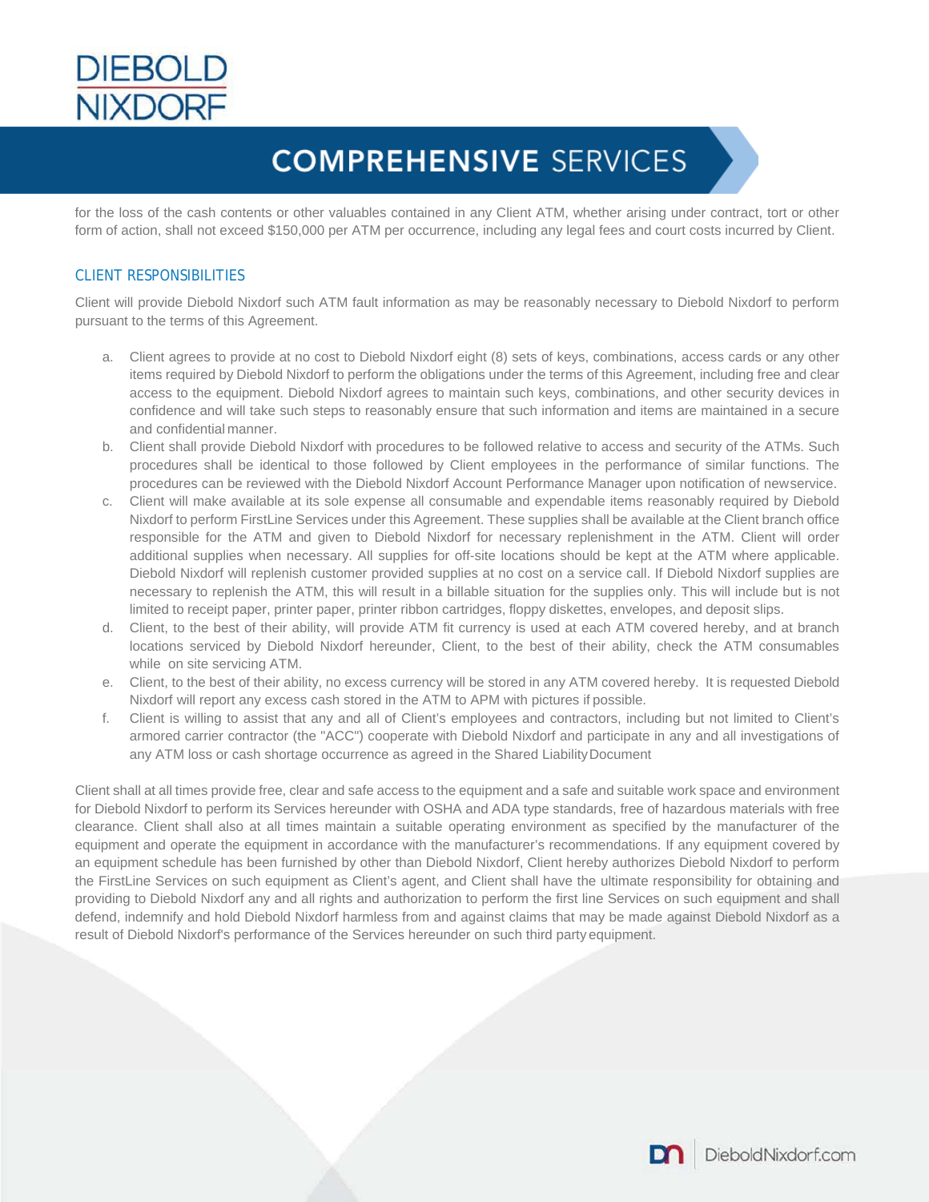for the loss of the cash contents or other valuables contained in any Client ATM, whether arising under contract, tort or other form of action, shall not exceed $150,000 per ATM per occurrence, including any legal fees and court costs incurred by Client.

## CLIENT RESPONSIBILITIES

Client will provide Diebold Nixdorf such ATM fault information as may be reasonably necessary to Diebold Nixdorf to perform pursuant to the terms of this Agreement.

a. Client agrees to provide at no cost to Diebold Nixdorf eight (8) sets of keys, combinations, access cards or any other items required by Diebold Nixdorf to perform the obligations under the terms of this Agreement, including free and clear access to the equipment. Diebold Nixdorf agrees to maintain such keys, combinations, and other security devices in confidence and will take such steps to reasonably ensure that such information and items are maintained in a secure and confidential manner.
b. Client shall provide Diebold Nixdorf with procedures to be followed relative to access and security of the ATMs. Such procedures shall be identical to those followed by Client employees in the performance of similar functions. The procedures can be reviewed with the Diebold Nixdorf Account Performance Manager upon notification of newservice.
c. Client will make available at its sole expense all consumable and expendable items reasonably required by Diebold Nixdorf to perform FirstLine Services under this Agreement. These supplies shall be available at the Client branch office responsible for the ATM and given to Diebold Nixdorf for necessary replenishment in the ATM. Client will order additional supplies when necessary. All supplies for off-site locations should be kept at the ATM where applicable. Diebold Nixdorf will replenish customer provided supplies at no cost on a service call. If Diebold Nixdorf supplies are necessary to replenish the ATM, this will result in a billable situation for the supplies only. This will include but is not limited to receipt paper, printer paper, printer ribbon cartridges, floppy diskettes, envelopes, and deposit slips.
d. Client, to the best of their ability, will provide ATM fit currency is used at each ATM covered hereby, and at branch locations serviced by Diebold Nixdorf hereunder, Client, to the best of their ability, check the ATM consumables while on site servicing ATM.
e. Client, to the best of their ability, no excess currency will be stored in any ATM covered hereby. It is requested Diebold Nixdorf will report any excess cash stored in the ATM to APM with pictures if possible.
f. Client is willing to assist that any and all of Client's employees and contractors, including but not limited to Client's armored carrier contractor (the "ACC") cooperate with Diebold Nixdorf and participate in any and all investigations of any ATM loss or cash shortage occurrence as agreed in the Shared Liability Document

Client shall at all times provide free, clear and safe access to the equipment and a safe and suitable work space and environment for Diebold Nixdorf to perform its Services hereunder with OSHA and ADA type standards, free of hazardous materials with free clearance. Client shall also at all times maintain a suitable operating environment as specified by the manufacturer of the equipment and operate the equipment in accordance with the manufacturer's recommendations. If any equipment covered by an equipment schedule has been furnished by other than Diebold Nixdorf, Client hereby authorizes Diebold Nixdorf to perform the FirstLine Services on such equipment as Client's agent, and Client shall have the ultimate responsibility for obtaining and providing to Diebold Nixdorf any and all rights and authorization to perform the first line Services on such equipment and shall defend, indemnify and hold Diebold Nixdorf harmless from and against claims that may be made against Diebold Nixdorf as a result of Diebold Nixdorf's performance of the Services hereunder on such third party equipment.